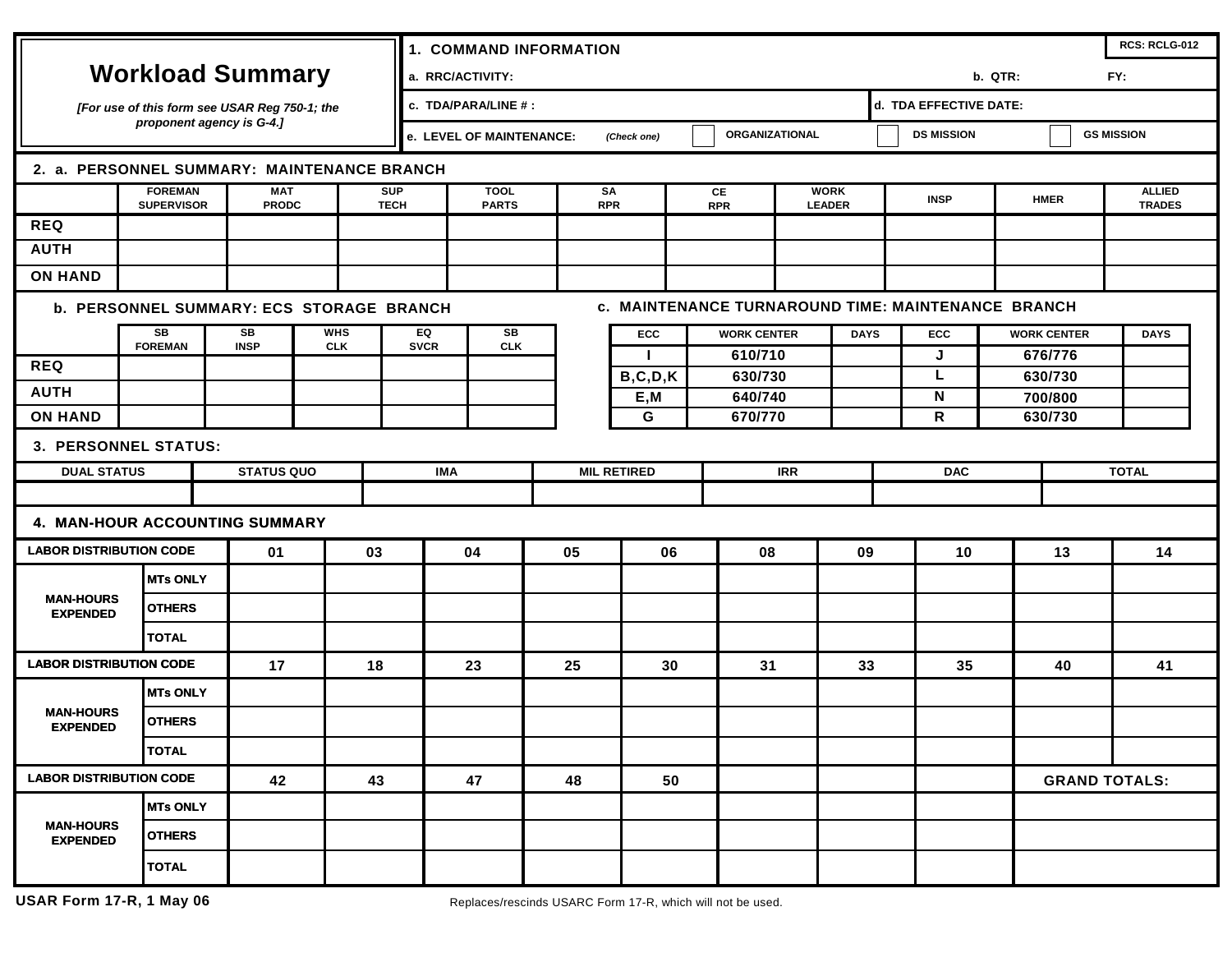# Workload Summary

*[For use of this form see USAR Reg 750-1; the proponent agency is G-4.]*

**RCS: RCLG-012**

## 1. COMMAND INFORMATION

| a. RRC/ACTIVITY: | | b. QTR: | FY: |
|---|---|---|---|
| c. TDA/PARA/LINE # : | | d. TDA EFFECTIVE DATE: | |
| e. LEVEL OF MAINTENANCE: *(Check one)* | ☐ ORGANIZATIONAL | ☐ DS MISSION | ☐ GS MISSION |

## 2. a. PERSONNEL SUMMARY: MAINTENANCE BRANCH

| | FOREMAN SUPERVISOR | MAT PRODC | SUP TECH | TOOL PARTS | SA RPR | CE RPR | WORK LEADER | INSP | HMER | ALLIED TRADES |
|---|---|---|---|---|---|---|---|---|---|---|
| REQ | | | | | | | | | | |
| AUTH | | | | | | | | | | |
| ON HAND | | | | | | | | | | |

### b. PERSONNEL SUMMARY: ECS STORAGE BRANCH

| | SB FOREMAN | SB INSP | WHS CLK | EQ SVCR | SB CLK |
|---|---|---|---|---|---|
| REQ | | | | | |
| AUTH | | | | | |
| ON HAND | | | | | |

### c. MAINTENANCE TURNAROUND TIME: MAINTENANCE BRANCH

| ECC | WORK CENTER | DAYS | ECC | WORK CENTER | DAYS |
|---|---|---|---|---|---|
| I | 610/710 | | J | 676/776 | |
| B,C,D,K | 630/730 | | L | 630/730 | |
| E,M | 640/740 | | N | 700/800 | |
| G | 670/770 | | R | 630/730 | |

## 3. PERSONNEL STATUS:

| DUAL STATUS | STATUS QUO | IMA | MIL RETIRED | IRR | DAC | TOTAL |
|---|---|---|---|---|---|---|
| | | | | | | |

## 4. MAN-HOUR ACCOUNTING SUMMARY

| LABOR DISTRIBUTION CODE | | 01 | 03 | 04 | 05 | 06 | 08 | 09 | 10 | 13 | 14 |
|---|---|---|---|---|---|---|---|---|---|---|---|
| MAN-HOURS EXPENDED | MTs ONLY | | | | | | | | | | |
| | OTHERS | | | | | | | | | | |
| | TOTAL | | | | | | | | | | |
| **LABOR DISTRIBUTION CODE** | | **17** | **18** | **23** | **25** | **30** | **31** | **33** | **35** | **40** | **41** |
| MAN-HOURS EXPENDED | MTs ONLY | | | | | | | | | | |
| | OTHERS | | | | | | | | | | |
| | TOTAL | | | | | | | | | | |
| **LABOR DISTRIBUTION CODE** | | **42** | **43** | **47** | **48** | **50** | | | | **GRAND TOTALS:** | |
| MAN-HOURS EXPENDED | MTs ONLY | | | | | | | | | | |
| | OTHERS | | | | | | | | | | |
| | TOTAL | | | | | | | | | | |

**USAR Form 17-R, 1 May 06**

Replaces/rescinds USARC Form 17-R, which will not be used.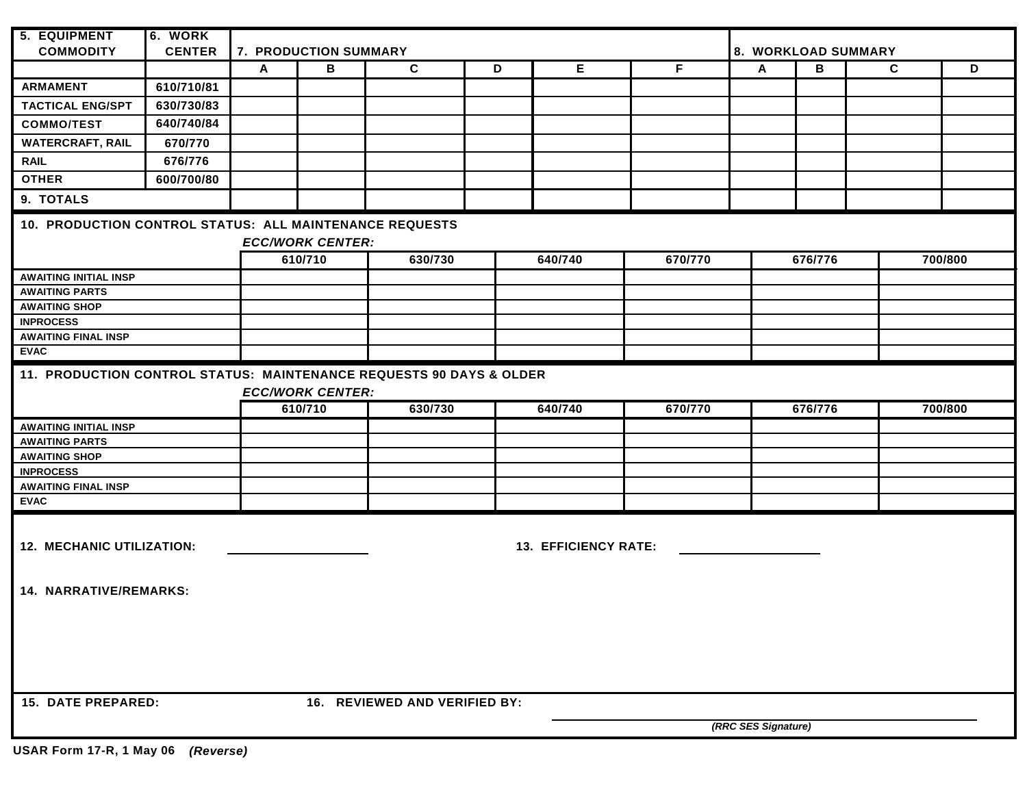| 5. EQUIPMENT COMMODITY | 6. WORK CENTER | 7. PRODUCTION SUMMARY | | | | | | 8. WORKLOAD SUMMARY | | | |
|---|---|---|---|---|---|---|---|---|---|---|---|
| | | A | B | C | D | E | F | A | B | C | D |
| ARMAMENT | 610/710/81 | | | | | | | | | | |
| TACTICAL ENG/SPT | 630/730/83 | | | | | | | | | | |
| COMMO/TEST | 640/740/84 | | | | | | | | | | |
| WATERCRAFT, RAIL | 670/770 | | | | | | | | | | |
| RAIL | 676/776 | | | | | | | | | | |
| OTHER | 600/700/80 | | | | | | | | | | |
| 9. TOTALS | | | | | | | | | | | |

**10. PRODUCTION CONTROL STATUS: ALL MAINTENANCE REQUESTS**

*ECC/WORK CENTER:*

| | 610/710 | 630/730 | 640/740 | 670/770 | 676/776 | 700/800 |
|---|---|---|---|---|---|---|
| AWAITING INITIAL INSP | | | | | | |
| AWAITING PARTS | | | | | | |
| AWAITING SHOP | | | | | | |
| INPROCESS | | | | | | |
| AWAITING FINAL INSP | | | | | | |
| EVAC | | | | | | |

**11. PRODUCTION CONTROL STATUS: MAINTENANCE REQUESTS 90 DAYS & OLDER**

*ECC/WORK CENTER:*

| | 610/710 | 630/730 | 640/740 | 670/770 | 676/776 | 700/800 |
|---|---|---|---|---|---|---|
| AWAITING INITIAL INSP | | | | | | |
| AWAITING PARTS | | | | | | |
| AWAITING SHOP | | | | | | |
| INPROCESS | | | | | | |
| AWAITING FINAL INSP | | | | | | |
| EVAC | | | | | | |

**12. MECHANIC UTILIZATION:** ____________________ **13. EFFICIENCY RATE:** ____________________

**14. NARRATIVE/REMARKS:**

**15. DATE PREPARED:** **16. REVIEWED AND VERIFIED BY:**

____________________________________________
*(RRC SES Signature)*

**USAR Form 17-R, 1 May 06** ***(Reverse)***